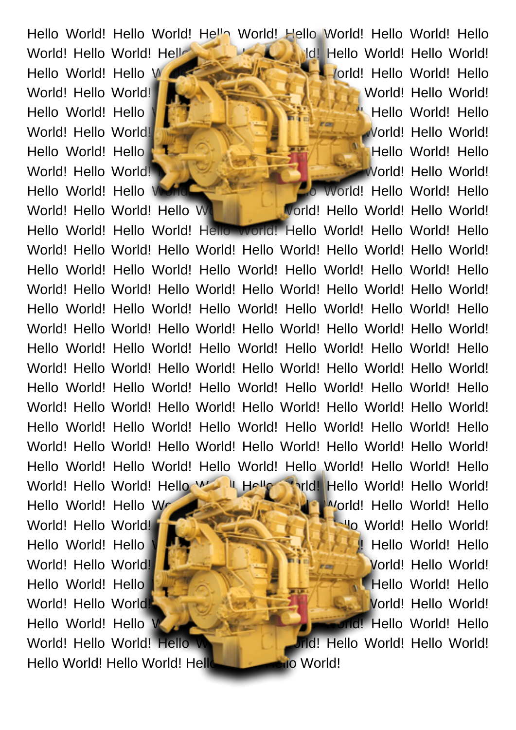Hello World! Hello World! Hello World! Hello World! Hello World! Hello World! Hello World! Hello World! Hello World! Hello World! Hello World! Hello World! Hello World! Hello World! Hello World! Hello World! Hello World! Hello World! Hello World! Hello World! Hello World! Hello World! Hello World! Hello World! Hello World! Hello World! Hello World! Hello World! Hello World! Hello World! Hello World! Hello World! Hello World! Hello World! Hello World! Hello World! Hello World! Hello World! Hello World! Hello World! Hello World! Hello World! Hello World! Hello World! Hello World! Hello World! Hello World! Hello World! Hello World! Hello World! Hello World! Hello World! Hello World! Hello World! Hello World! Hello World! Hello World! Hello World! Hello World! Hello World! Hello World! Hello World! Hello World! Hello World! Hello World! Hello World! Hello World! Hello World! Hello World! Hello World! Hello World! Hello World! Hello World! Hello World! Hello World! Hello World! Hello World! Hello World! Hello World! Hello World! Hello World! Hello World! Hello World! Hello World! Hello World! Hello World! Hello World! Hello World! Hello World! Hello World! Hello World! Hello World! Hello World! Hello World! Hello World! Hello World! Hello World! Hello World! Hello World! Hello World! Hello World! Hello World! Hello World! Hello World! Hello World! Hello World! Hello World! Hello World! Hello World! Hello World! Hello World! Hello World! Hello World! Hello World! Hello World! Hello World! Hello World! Hello World! Hello World! Hello World! Hello World! Hello World! Hello World! Hello World! Hello World! Hello World! Hello World! Hello World! Hello World! Hello World! Hello World! Hello World! Hello World! Hello World! Hello World! Hello World! Hello World! Hello World! Hello World! Hello World! Hello World! Hello World! Hello World! Hello World! Hello World! Hello World! Hello World! Hello World! Hello World! Hello World! Hello World! Hello World! Hello World! Hello World! Hello World! Hello World! Hello World! Hello World! Hello World! Hello World! Hello World! Hello World! Hello World! Hello World! Hello World! Hello World! Hello World! Hello World! Hello World! Hello World! Hello World! Hello World! Hello World! Hello World! Hello World! Hello World! Hello World! Hello World! Hello World!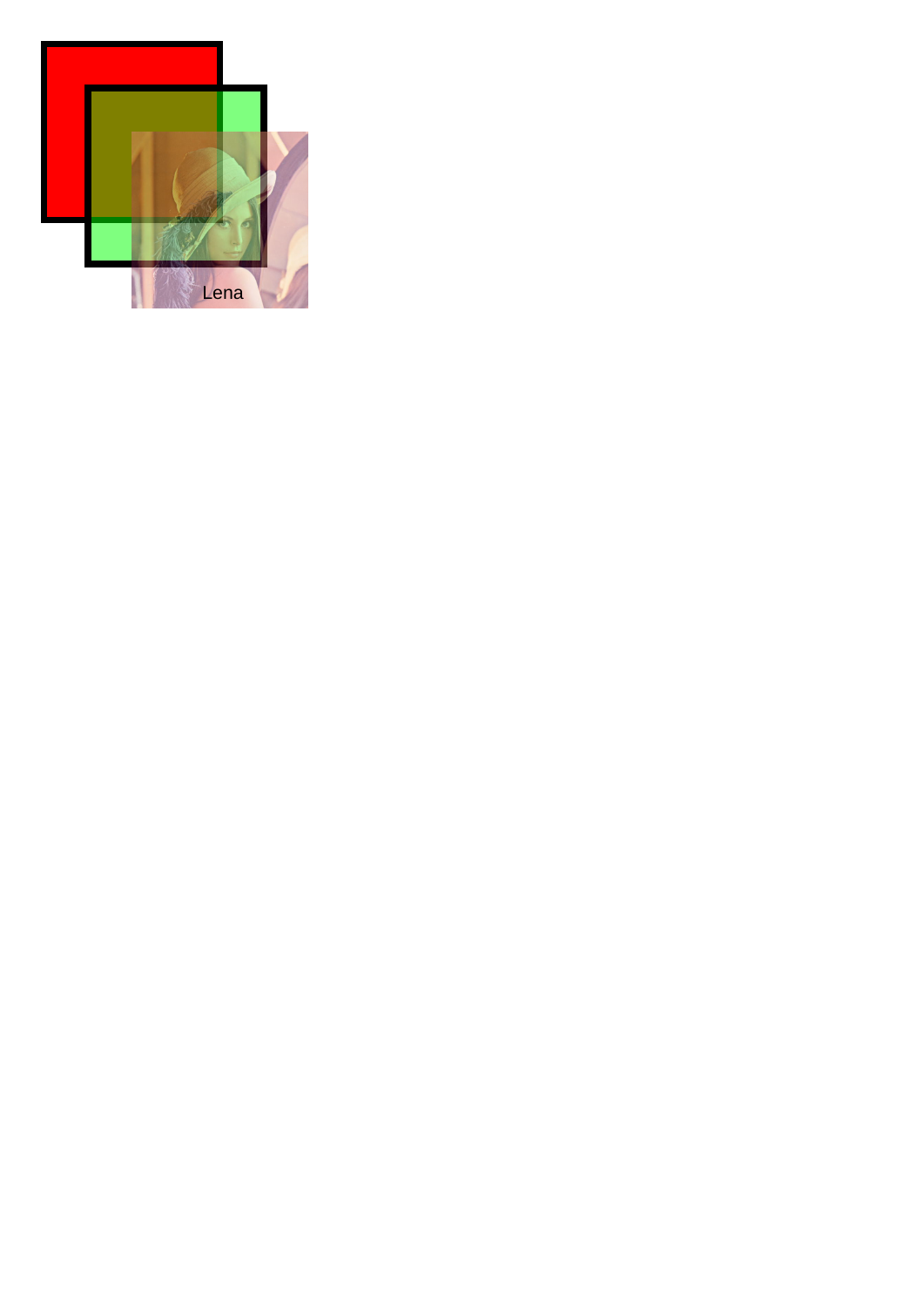Lena